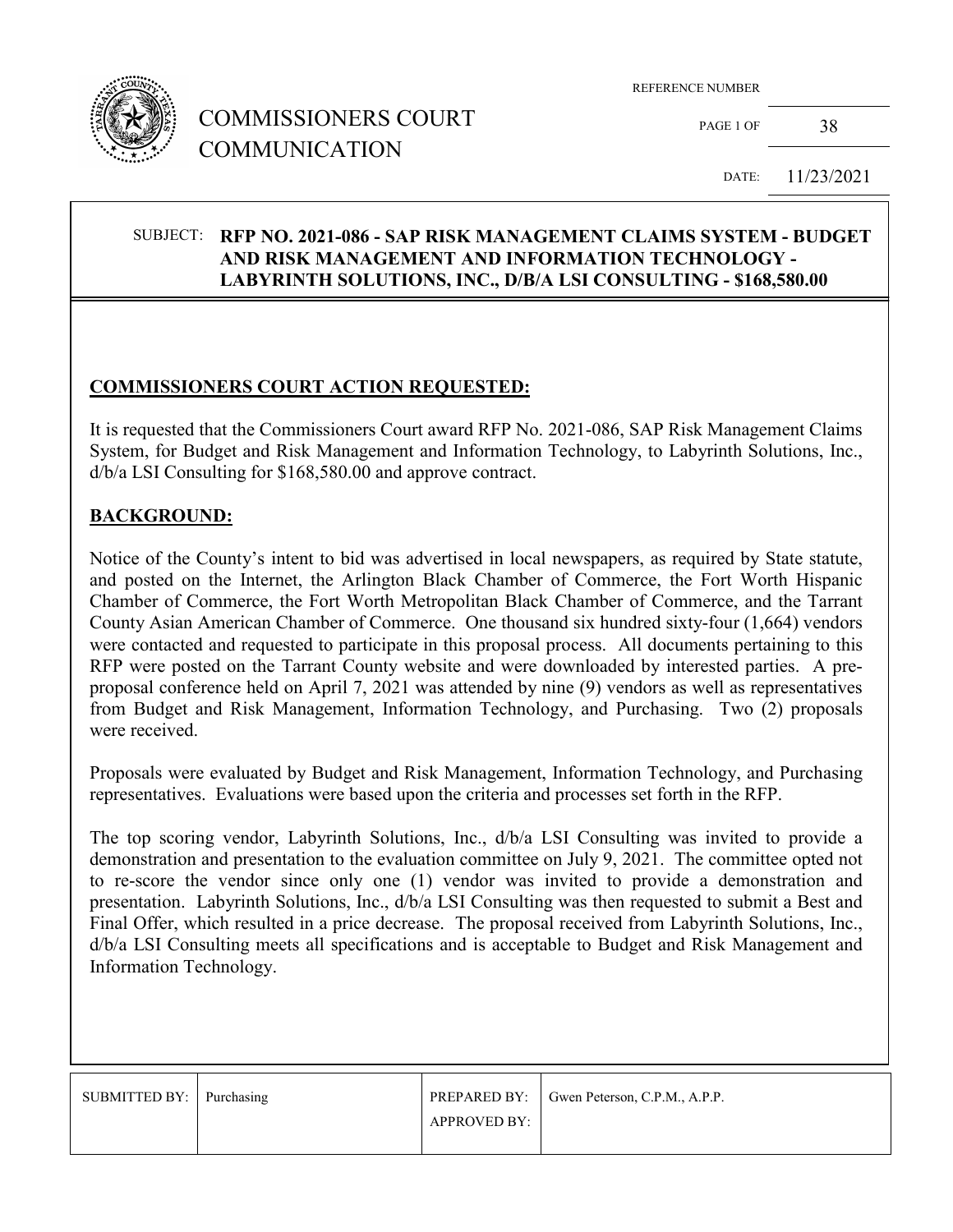# COMMISSIONERS COURT COMMUNICATION

REFERENCE NUMBER

PAGE 1 OF 38

DATE: 11/23/2021

SUBJECT: **RFP NO. 2021-086 - SAP RISK MANAGEMENT CLAIMS SYSTEM - BUDGET AND RISK MANAGEMENT AND INFORMATION TECHNOLOGY - LABYRINTH SOLUTIONS, INC., D/B/A LSI CONSULTING - $168,580.00**

## COMMISSIONERS COURT ACTION REQUESTED:

It is requested that the Commissioners Court award RFP No. 2021-086, SAP Risk Management Claims System, for Budget and Risk Management and Information Technology, to Labyrinth Solutions, Inc., d/b/a LSI Consulting for $168,580.00 and approve contract.

## BACKGROUND:

Notice of the County's intent to bid was advertised in local newspapers, as required by State statute, and posted on the Internet, the Arlington Black Chamber of Commerce, the Fort Worth Hispanic Chamber of Commerce, the Fort Worth Metropolitan Black Chamber of Commerce, and the Tarrant County Asian American Chamber of Commerce. One thousand six hundred sixty-four (1,664) vendors were contacted and requested to participate in this proposal process. All documents pertaining to this RFP were posted on the Tarrant County website and were downloaded by interested parties. A pre-proposal conference held on April 7, 2021 was attended by nine (9) vendors as well as representatives from Budget and Risk Management, Information Technology, and Purchasing. Two (2) proposals were received.

Proposals were evaluated by Budget and Risk Management, Information Technology, and Purchasing representatives. Evaluations were based upon the criteria and processes set forth in the RFP.

The top scoring vendor, Labyrinth Solutions, Inc., d/b/a LSI Consulting was invited to provide a demonstration and presentation to the evaluation committee on July 9, 2021. The committee opted not to re-score the vendor since only one (1) vendor was invited to provide a demonstration and presentation. Labyrinth Solutions, Inc., d/b/a LSI Consulting was then requested to submit a Best and Final Offer, which resulted in a price decrease. The proposal received from Labyrinth Solutions, Inc., d/b/a LSI Consulting meets all specifications and is acceptable to Budget and Risk Management and Information Technology.

| SUBMITTED BY: | Purchasing | PREPARED BY: | Gwen Peterson, C.P.M., A.P.P. |
|---|---|---|---|
| | | APPROVED BY: | |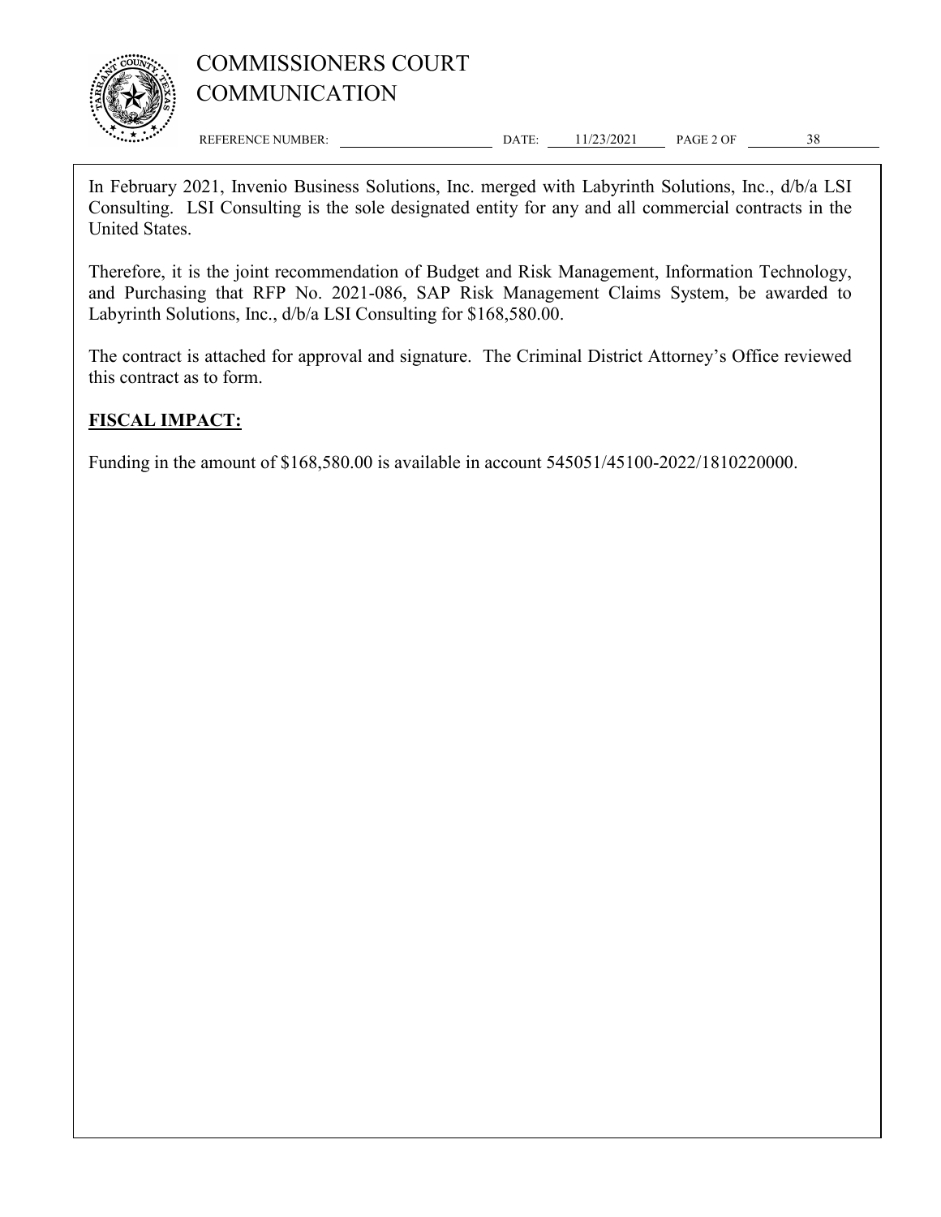In February 2021, Invenio Business Solutions, Inc. merged with Labyrinth Solutions, Inc., d/b/a LSI Consulting. LSI Consulting is the sole designated entity for any and all commercial contracts in the United States.

Therefore, it is the joint recommendation of Budget and Risk Management, Information Technology, and Purchasing that RFP No. 2021-086, SAP Risk Management Claims System, be awarded to Labyrinth Solutions, Inc., d/b/a LSI Consulting for $168,580.00.

The contract is attached for approval and signature. The Criminal District Attorney's Office reviewed this contract as to form.

**FISCAL IMPACT:**

Funding in the amount of $168,580.00 is available in account 545051/45100-2022/1810220000.